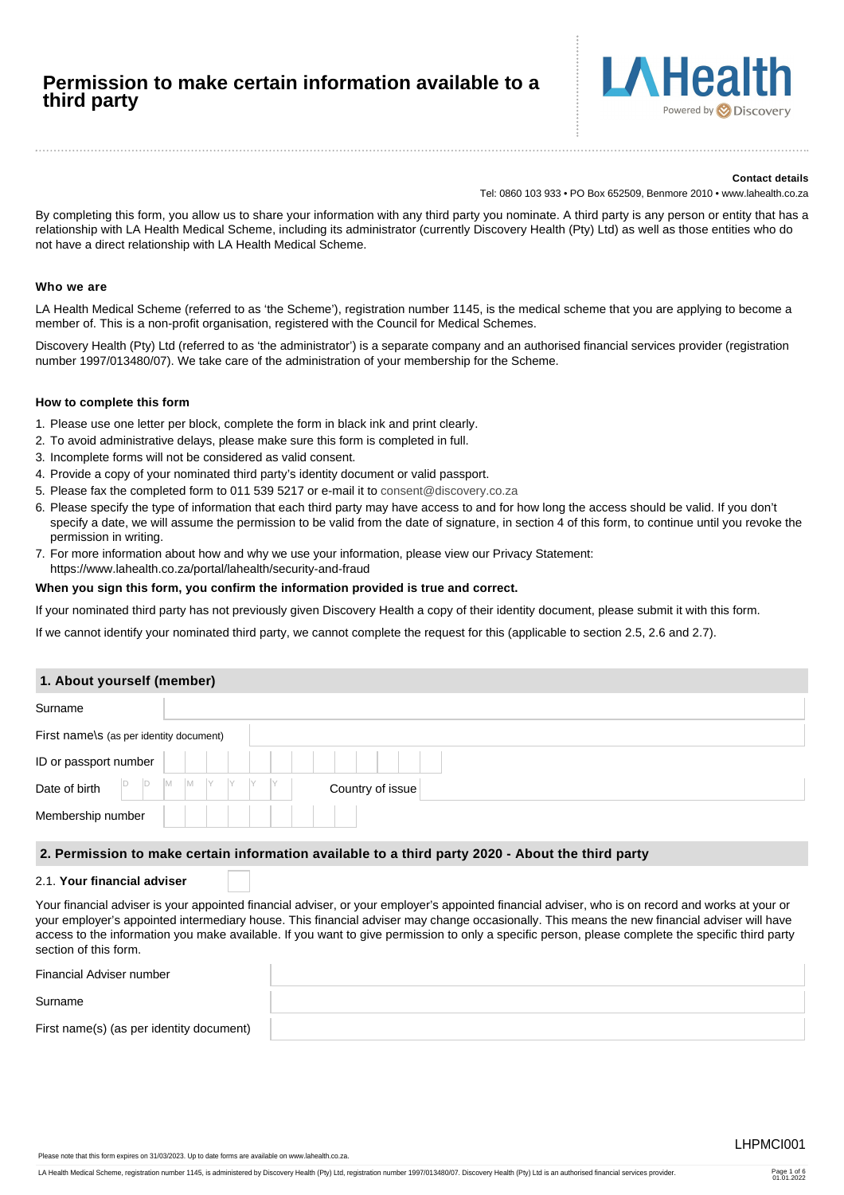# Permission to make certain information available to a third party

LA Health
Powered by Discovery

**Contact details**

Tel: 0860 103 933 • PO Box 652509, Benmore 2010 • www.lahealth.co.za

By completing this form, you allow us to share your information with any third party you nominate. A third party is any person or entity that has a relationship with LA Health Medical Scheme, including its administrator (currently Discovery Health (Pty) Ltd) as well as those entities who do not have a direct relationship with LA Health Medical Scheme.

### Who we are

LA Health Medical Scheme (referred to as 'the Scheme'), registration number 1145, is the medical scheme that you are applying to become a member of. This is a non-profit organisation, registered with the Council for Medical Schemes.

Discovery Health (Pty) Ltd (referred to as 'the administrator') is a separate company and an authorised financial services provider (registration number 1997/013480/07). We take care of the administration of your membership for the Scheme.

### How to complete this form

1. Please use one letter per block, complete the form in black ink and print clearly.
2. To avoid administrative delays, please make sure this form is completed in full.
3. Incomplete forms will not be considered as valid consent.
4. Provide a copy of your nominated third party's identity document or valid passport.
5. Please fax the completed form to 011 539 5217 or e-mail it to consent@discovery.co.za
6. Please specify the type of information that each third party may have access to and for how long the access should be valid. If you don't specify a date, we will assume the permission to be valid from the date of signature, in section 4 of this form, to continue until you revoke the permission in writing.
7. For more information about how and why we use your information, please view our Privacy Statement: https://www.lahealth.co.za/portal/lahealth/security-and-fraud

**When you sign this form, you confirm the information provided is true and correct.**

If your nominated third party has not previously given Discovery Health a copy of their identity document, please submit it with this form.

If we cannot identify your nominated third party, we cannot complete the request for this (applicable to section 2.5, 2.6 and 2.7).

## 1. About yourself (member)

| | |
|---|---|
| Surname | |
| First name\s (as per identity document) | |
| ID or passport number | |
| Date of birth | D D M M Y Y Y Y |
| Country of issue | |
| Membership number | |

## 2. Permission to make certain information available to a third party 2020 - About the third party

### 2.1. Your financial adviser ☐

Your financial adviser is your appointed financial adviser, or your employer's appointed financial adviser, who is on record and works at your or your employer's appointed intermediary house. This financial adviser may change occasionally. This means the new financial adviser will have access to the information you make available. If you want to give permission to only a specific person, please complete the specific third party section of this form.

| | |
|---|---|
| Financial Adviser number | |
| Surname | |
| First name(s) (as per identity document) | |

LHPMCI001

Please note that this form expires on 31/03/2023. Up to date forms are available on www.lahealth.co.za.

LA Health Medical Scheme, registration number 1145, is administered by Discovery Health (Pty) Ltd, registration number 1997/013480/07. Discovery Health (Pty) Ltd is an authorised financial services provider.

01.01.2022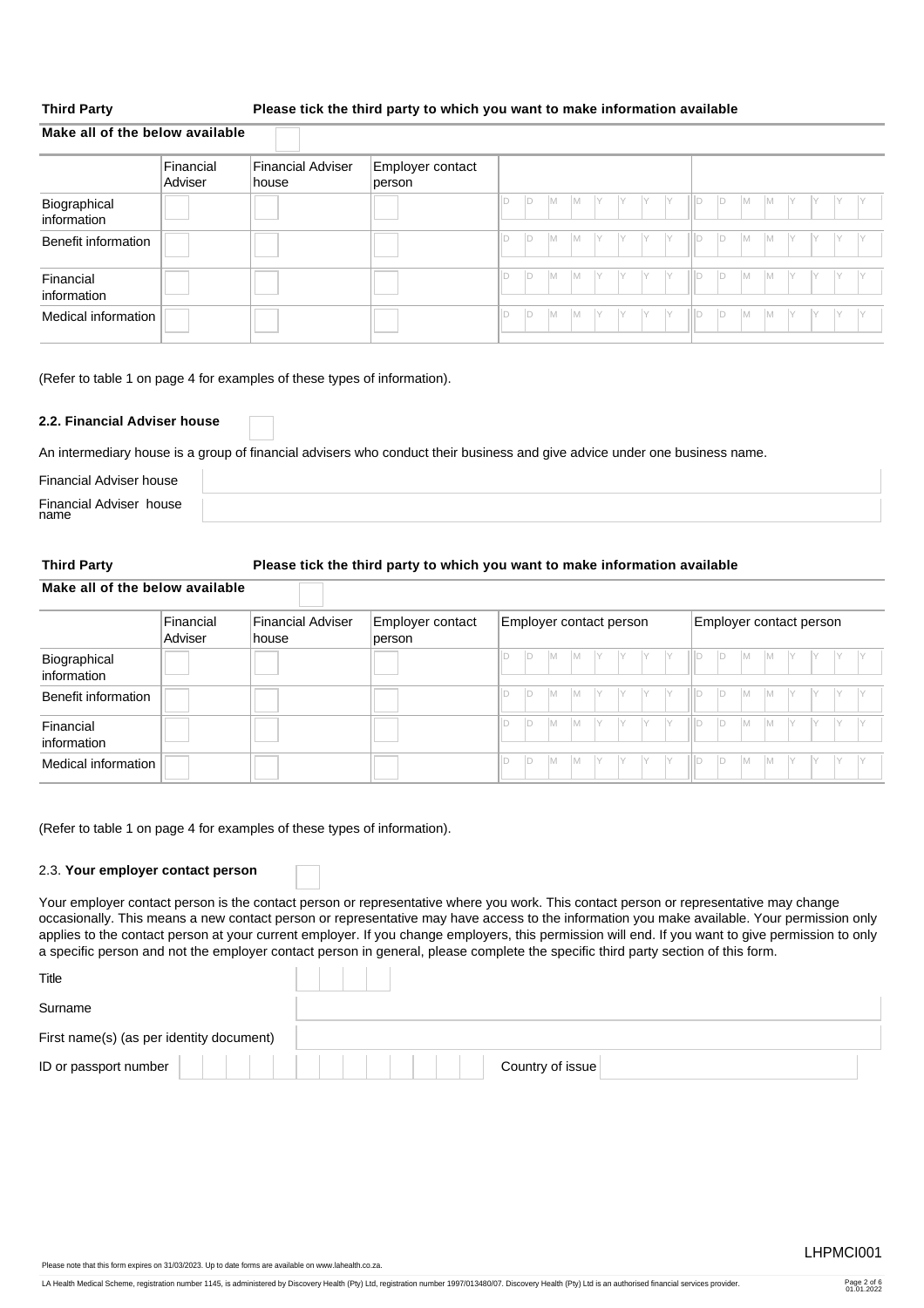**Third Party** — **Please tick the third party to which you want to make information available**

**Make all of the below available** ☐

| | Financial Adviser | Financial Adviser house | Employer contact person | | |
|---|---|---|---|---|---|
| Biographical information | ☐ | ☐ | ☐ | D D M M Y Y Y Y | D D M M Y Y Y Y |
| Benefit information | ☐ | ☐ | ☐ | D D M M Y Y Y Y | D D M M Y Y Y Y |
| Financial information | ☐ | ☐ | ☐ | D D M M Y Y Y Y | D D M M Y Y Y Y |
| Medical information | ☐ | ☐ | ☐ | D D M M Y Y Y Y | D D M M Y Y Y Y |

(Refer to table 1 on page 4 for examples of these types of information).

### 2.2. Financial Adviser house ☐

An intermediary house is a group of financial advisers who conduct their business and give advice under one business name.

Financial Adviser house

Financial Adviser house name

**Third Party** — **Please tick the third party to which you want to make information available**

**Make all of the below available** ☐

| | Financial Adviser | Financial Adviser house | Employer contact person | Employer contact person | Employer contact person |
|---|---|---|---|---|---|
| Biographical information | ☐ | ☐ | ☐ | D D M M Y Y Y Y | D D M M Y Y Y Y |
| Benefit information | ☐ | ☐ | ☐ | D D M M Y Y Y Y | D D M M Y Y Y Y |
| Financial information | ☐ | ☐ | ☐ | D D M M Y Y Y Y | D D M M Y Y Y Y |
| Medical information | ☐ | ☐ | ☐ | D D M M Y Y Y Y | D D M M Y Y Y Y |

(Refer to table 1 on page 4 for examples of these types of information).

### 2.3. Your employer contact person ☐

Your employer contact person is the contact person or representative where you work. This contact person or representative may change occasionally. This means a new contact person or representative may have access to the information you make available. Your permission only applies to the contact person at your current employer. If you change employers, this permission will end. If you want to give permission to only a specific person and not the employer contact person in general, please complete the specific third party section of this form.

Title

Surname

First name(s) (as per identity document)

ID or passport number — Country of issue

Please note that this form expires on 31/03/2023. Up to date forms are available on www.lahealth.co.za.

LHPMCI001

LA Health Medical Scheme, registration number 1145, is administered by Discovery Health (Pty) Ltd, registration number 1997/013480/07. Discovery Health (Pty) Ltd is an authorised financial services provider.

01.01.2022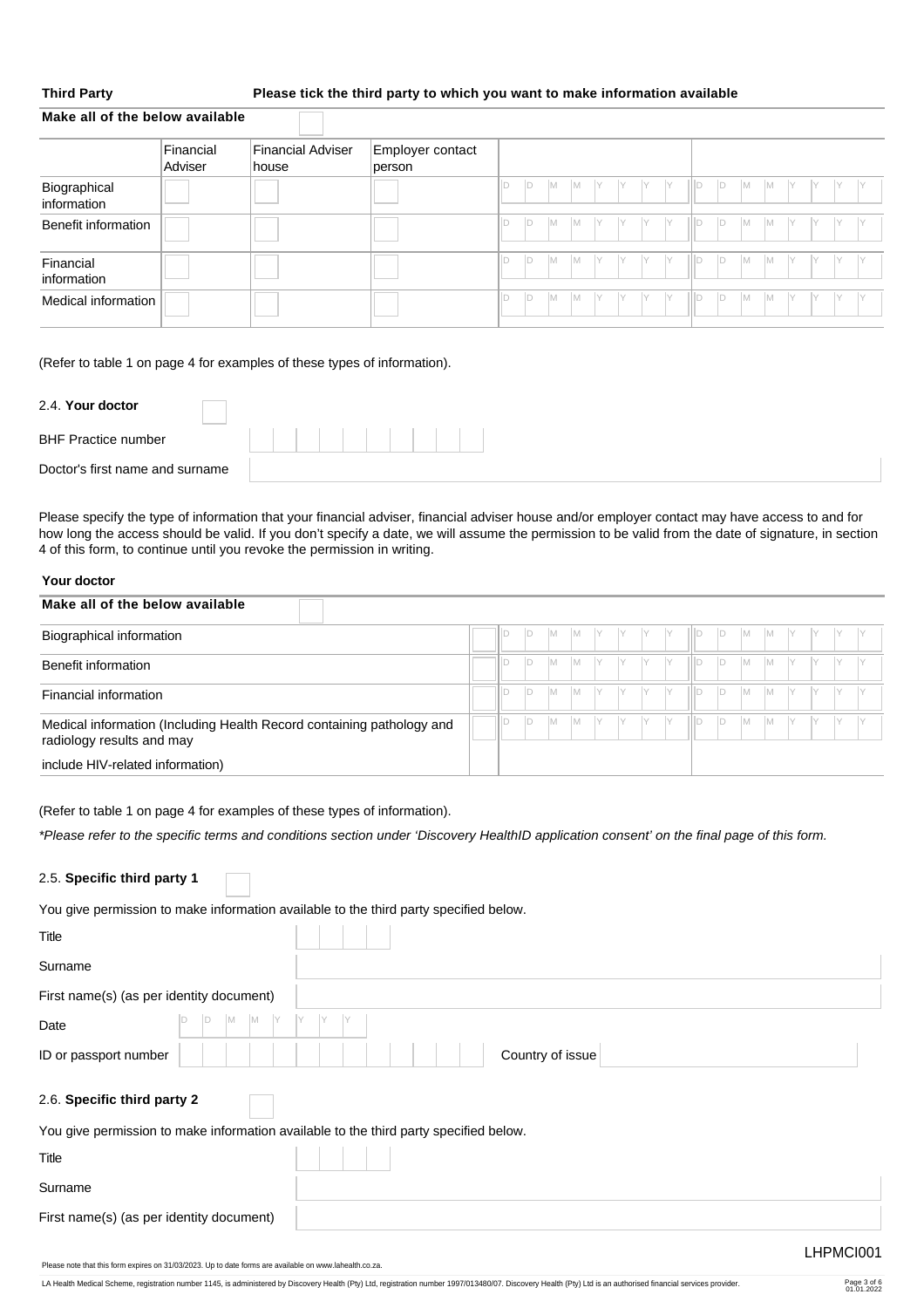**Third Party** **Please tick the third party to which you want to make information available**

**Make all of the below available** ☐

| | Financial Adviser | Financial Adviser house | Employer contact person | | |
|---|---|---|---|---|---|
| Biographical information | ☐ | ☐ | ☐ | D D M M Y Y Y Y | D D M M Y Y Y Y |
| Benefit information | ☐ | ☐ | ☐ | D D M M Y Y Y Y | D D M M Y Y Y Y |
| Financial information | ☐ | ☐ | ☐ | D D M M Y Y Y Y | D D M M Y Y Y Y |
| Medical information | ☐ | ☐ | ☐ | D D M M Y Y Y Y | D D M M Y Y Y Y |

(Refer to table 1 on page 4 for examples of these types of information).

2.4. **Your doctor** ☐

BHF Practice number

Doctor's first name and surname

Please specify the type of information that your financial adviser, financial adviser house and/or employer contact may have access to and for how long the access should be valid. If you don't specify a date, we will assume the permission to be valid from the date of signature, in section 4 of this form, to continue until you revoke the permission in writing.

**Your doctor**

**Make all of the below available** ☐

| | | | |
|---|---|---|---|
| Biographical information | ☐ | D D M M Y Y Y Y | D D M M Y Y Y Y |
| Benefit information | ☐ | D D M M Y Y Y Y | D D M M Y Y Y Y |
| Financial information | ☐ | D D M M Y Y Y Y | D D M M Y Y Y Y |
| Medical information (Including Health Record containing pathology and radiology results and may include HIV-related information) | ☐ | D D M M Y Y Y Y | D D M M Y Y Y Y |

(Refer to table 1 on page 4 for examples of these types of information).

*\*Please refer to the specific terms and conditions section under 'Discovery HealthID application consent' on the final page of this form.*

2.5. **Specific third party 1** ☐

You give permission to make information available to the third party specified below.

Title

Surname

First name(s) (as per identity document)

Date D D M M Y Y Y Y

ID or passport number Country of issue

2.6. **Specific third party 2** ☐

You give permission to make information available to the third party specified below.

Title

Surname

First name(s) (as per identity document)

LHPMCI001

Please note that this form expires on 31/03/2023. Up to date forms are available on www.lahealth.co.za.

LA Health Medical Scheme, registration number 1145, is administered by Discovery Health (Pty) Ltd, registration number 1997/013480/07. Discovery Health (Pty) Ltd is an authorised financial services provider.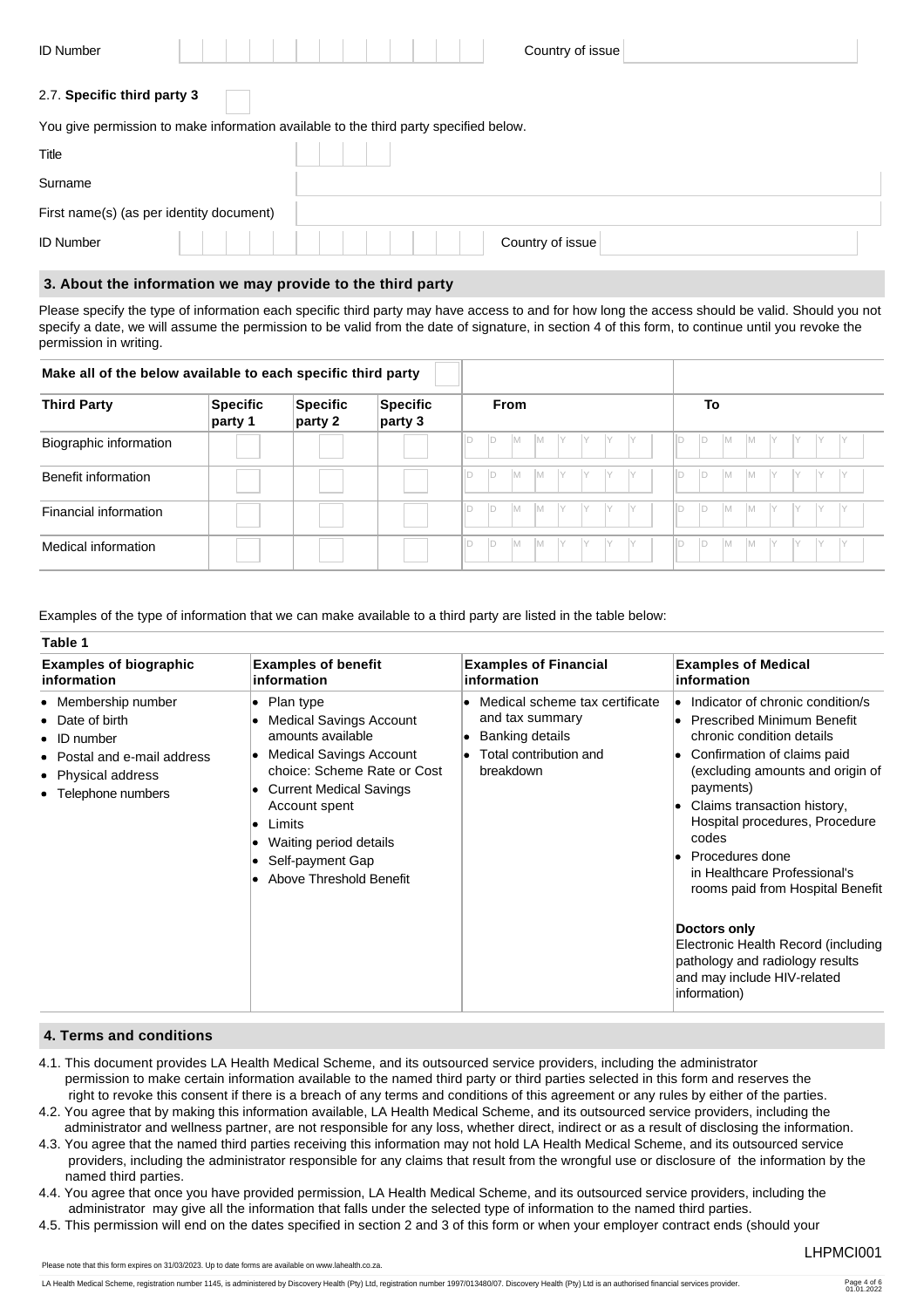| ID Number | | Country of issue | |
|---|---|---|---|

2.7. **Specific third party 3** ☐

You give permission to make information available to the third party specified below.

| | |
|---|---|
| Title | |
| Surname | |
| First name(s) (as per identity document) | |
| ID Number | Country of issue |

## 3. About the information we may provide to the third party

Please specify the type of information each specific third party may have access to and for how long the access should be valid. Should you not specify a date, we will assume the permission to be valid from the date of signature, in section 4 of this form, to continue until you revoke the permission in writing.

| **Make all of the below available to each specific third party** ☐ | | | | | |
|---|---|---|---|---|---|
| **Third Party** | **Specific party 1** | **Specific party 2** | **Specific party 3** | **From** | **To** |
| Biographic information | | | | D D M M Y Y Y Y | D D M M Y Y Y Y |
| Benefit information | | | | D D M M Y Y Y Y | D D M M Y Y Y Y |
| Financial information | | | | D D M M Y Y Y Y | D D M M Y Y Y Y |
| Medical information | | | | D D M M Y Y Y Y | D D M M Y Y Y Y |

Examples of the type of information that we can make available to a third party are listed in the table below:

**Table 1**

| **Examples of biographic information** | **Examples of benefit information** | **Examples of Financial information** | **Examples of Medical information** |
|---|---|---|---|
| • Membership number<br>• Date of birth<br>• ID number<br>• Postal and e-mail address<br>• Physical address<br>• Telephone numbers | • Plan type<br>• Medical Savings Account amounts available<br>• Medical Savings Account choice: Scheme Rate or Cost<br>• Current Medical Savings Account spent<br>• Limits<br>• Waiting period details<br>• Self-payment Gap<br>• Above Threshold Benefit | • Medical scheme tax certificate and tax summary<br>• Banking details<br>• Total contribution and breakdown | • Indicator of chronic condition/s<br>• Prescribed Minimum Benefit chronic condition details<br>• Confirmation of claims paid (excluding amounts and origin of payments)<br>• Claims transaction history, Hospital procedures, Procedure codes<br>• Procedures done in Healthcare Professional's rooms paid from Hospital Benefit<br><br>**Doctors only**<br>Electronic Health Record (including pathology and radiology results and may include HIV-related information) |

## 4. Terms and conditions

4.1. This document provides LA Health Medical Scheme, and its outsourced service providers, including the administrator permission to make certain information available to the named third party or third parties selected in this form and reserves the right to revoke this consent if there is a breach of any terms and conditions of this agreement or any rules by either of the parties.

4.2. You agree that by making this information available, LA Health Medical Scheme, and its outsourced service providers, including the administrator and wellness partner, are not responsible for any loss, whether direct, indirect or as a result of disclosing the information.

4.3. You agree that the named third parties receiving this information may not hold LA Health Medical Scheme, and its outsourced service providers, including the administrator responsible for any claims that result from the wrongful use or disclosure of the information by the named third parties.

4.4. You agree that once you have provided permission, LA Health Medical Scheme, and its outsourced service providers, including the administrator may give all the information that falls under the selected type of information to the named third parties.

4.5. This permission will end on the dates specified in section 2 and 3 of this form or when your employer contract ends (should your

Please note that this form expires on 31/03/2023. Up to date forms are available on www.lahealth.co.za.

LHPMCI001

LA Health Medical Scheme, registration number 1145, is administered by Discovery Health (Pty) Ltd, registration number 1997/013480/07. Discovery Health (Pty) Ltd is an authorised financial services provider.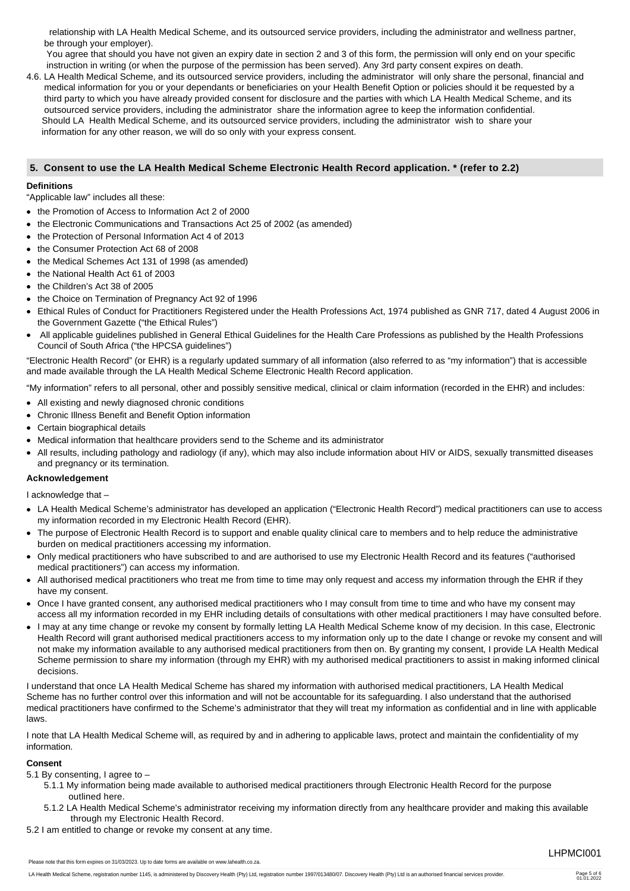relationship with LA Health Medical Scheme, and its outsourced service providers, including the administrator and wellness partner, be through your employer).

You agree that should you have not given an expiry date in section 2 and 3 of this form, the permission will only end on your specific instruction in writing (or when the purpose of the permission has been served). Any 3rd party consent expires on death.

4.6. LA Health Medical Scheme, and its outsourced service providers, including the administrator will only share the personal, financial and medical information for you or your dependants or beneficiaries on your Health Benefit Option or policies should it be requested by a third party to which you have already provided consent for disclosure and the parties with which LA Health Medical Scheme, and its outsourced service providers, including the administrator share the information agree to keep the information confidential. Should LA Health Medical Scheme, and its outsourced service providers, including the administrator wish to share your information for any other reason, we will do so only with your express consent.

## 5. Consent to use the LA Health Medical Scheme Electronic Health Record application. * (refer to 2.2)

**Definitions**

"Applicable law" includes all these:

- the Promotion of Access to Information Act 2 of 2000
- the Electronic Communications and Transactions Act 25 of 2002 (as amended)
- the Protection of Personal Information Act 4 of 2013
- the Consumer Protection Act 68 of 2008
- the Medical Schemes Act 131 of 1998 (as amended)
- the National Health Act 61 of 2003
- the Children's Act 38 of 2005
- the Choice on Termination of Pregnancy Act 92 of 1996
- Ethical Rules of Conduct for Practitioners Registered under the Health Professions Act, 1974 published as GNR 717, dated 4 August 2006 in the Government Gazette ("the Ethical Rules")
- All applicable guidelines published in General Ethical Guidelines for the Health Care Professions as published by the Health Professions Council of South Africa ("the HPCSA guidelines")

"Electronic Health Record" (or EHR) is a regularly updated summary of all information (also referred to as "my information") that is accessible and made available through the LA Health Medical Scheme Electronic Health Record application.

"My information" refers to all personal, other and possibly sensitive medical, clinical or claim information (recorded in the EHR) and includes:

- All existing and newly diagnosed chronic conditions
- Chronic Illness Benefit and Benefit Option information
- Certain biographical details
- Medical information that healthcare providers send to the Scheme and its administrator
- All results, including pathology and radiology (if any), which may also include information about HIV or AIDS, sexually transmitted diseases and pregnancy or its termination.

**Acknowledgement**

I acknowledge that –

- LA Health Medical Scheme's administrator has developed an application ("Electronic Health Record") medical practitioners can use to access my information recorded in my Electronic Health Record (EHR).
- The purpose of Electronic Health Record is to support and enable quality clinical care to members and to help reduce the administrative burden on medical practitioners accessing my information.
- Only medical practitioners who have subscribed to and are authorised to use my Electronic Health Record and its features ("authorised medical practitioners") can access my information.
- All authorised medical practitioners who treat me from time to time may only request and access my information through the EHR if they have my consent.
- Once I have granted consent, any authorised medical practitioners who I may consult from time to time and who have my consent may access all my information recorded in my EHR including details of consultations with other medical practitioners I may have consulted before.
- I may at any time change or revoke my consent by formally letting LA Health Medical Scheme know of my decision. In this case, Electronic Health Record will grant authorised medical practitioners access to my information only up to the date I change or revoke my consent and will not make my information available to any authorised medical practitioners from then on. By granting my consent, I provide LA Health Medical Scheme permission to share my information (through my EHR) with my authorised medical practitioners to assist in making informed clinical decisions.

I understand that once LA Health Medical Scheme has shared my information with authorised medical practitioners, LA Health Medical Scheme has no further control over this information and will not be accountable for its safeguarding. I also understand that the authorised medical practitioners have confirmed to the Scheme's administrator that they will treat my information as confidential and in line with applicable laws.

I note that LA Health Medical Scheme will, as required by and in adhering to applicable laws, protect and maintain the confidentiality of my information.

**Consent**

5.1 By consenting, I agree to –

5.1.1 My information being made available to authorised medical practitioners through Electronic Health Record for the purpose outlined here.

5.1.2 LA Health Medical Scheme's administrator receiving my information directly from any healthcare provider and making this available through my Electronic Health Record.

5.2 I am entitled to change or revoke my consent at any time.

LHPMCI001

Please note that this form expires on 31/03/2023. Up to date forms are available on www.lahealth.co.za.

LA Health Medical Scheme, registration number 1145, is administered by Discovery Health (Pty) Ltd, registration number 1997/013480/07. Discovery Health (Pty) Ltd is an authorised financial services provider.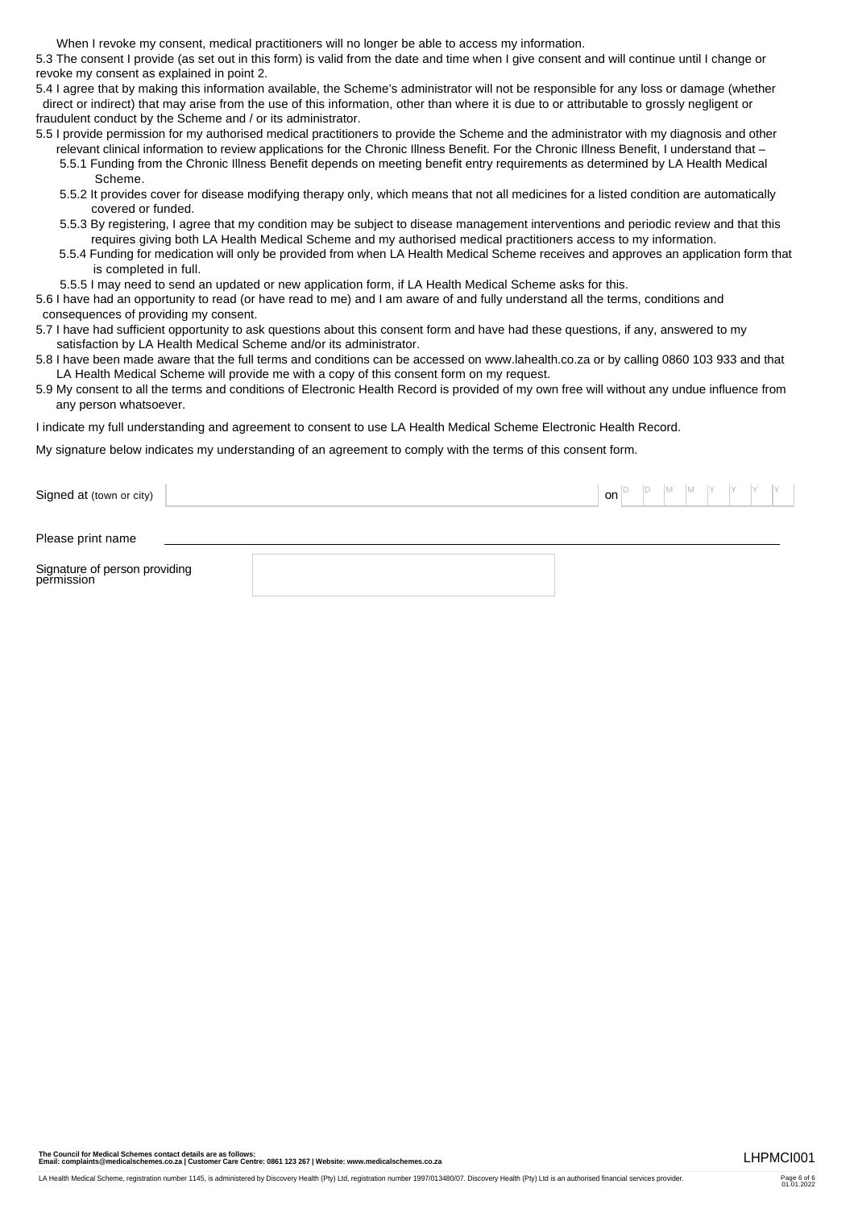When I revoke my consent, medical practitioners will no longer be able to access my information.

5.3 The consent I provide (as set out in this form) is valid from the date and time when I give consent and will continue until I change or revoke my consent as explained in point 2.

5.4 I agree that by making this information available, the Scheme's administrator will not be responsible for any loss or damage (whether direct or indirect) that may arise from the use of this information, other than where it is due to or attributable to grossly negligent or fraudulent conduct by the Scheme and / or its administrator.

5.5 I provide permission for my authorised medical practitioners to provide the Scheme and the administrator with my diagnosis and other relevant clinical information to review applications for the Chronic Illness Benefit. For the Chronic Illness Benefit, I understand that –

- 5.5.1 Funding from the Chronic Illness Benefit depends on meeting benefit entry requirements as determined by LA Health Medical Scheme.
- 5.5.2 It provides cover for disease modifying therapy only, which means that not all medicines for a listed condition are automatically covered or funded.
- 5.5.3 By registering, I agree that my condition may be subject to disease management interventions and periodic review and that this requires giving both LA Health Medical Scheme and my authorised medical practitioners access to my information.
- 5.5.4 Funding for medication will only be provided from when LA Health Medical Scheme receives and approves an application form that is completed in full.
- 5.5.5 I may need to send an updated or new application form, if LA Health Medical Scheme asks for this.

5.6 I have had an opportunity to read (or have read to me) and I am aware of and fully understand all the terms, conditions and consequences of providing my consent.

5.7 I have had sufficient opportunity to ask questions about this consent form and have had these questions, if any, answered to my satisfaction by LA Health Medical Scheme and/or its administrator.

5.8 I have been made aware that the full terms and conditions can be accessed on www.lahealth.co.za or by calling 0860 103 933 and that LA Health Medical Scheme will provide me with a copy of this consent form on my request.

5.9 My consent to all the terms and conditions of Electronic Health Record is provided of my own free will without any undue influence from any person whatsoever.

I indicate my full understanding and agreement to consent to use LA Health Medical Scheme Electronic Health Record.

My signature below indicates my understanding of an agreement to comply with the terms of this consent form.

Signed at (town or city) ____________________ on D D M M Y Y Y Y

Please print name ____________________

Signature of person providing permission ____________________

**The Council for Medical Schemes contact details are as follows:**
**Email: complaints@medicalschemes.co.za | Customer Care Centre: 0861 123 267 | Website: www.medicalschemes.co.za**

LHPMCI001

LA Health Medical Scheme, registration number 1145, is administered by Discovery Health (Pty) Ltd, registration number 1997/013480/07. Discovery Health (Pty) Ltd is an authorised financial services provider.

01.01.2022